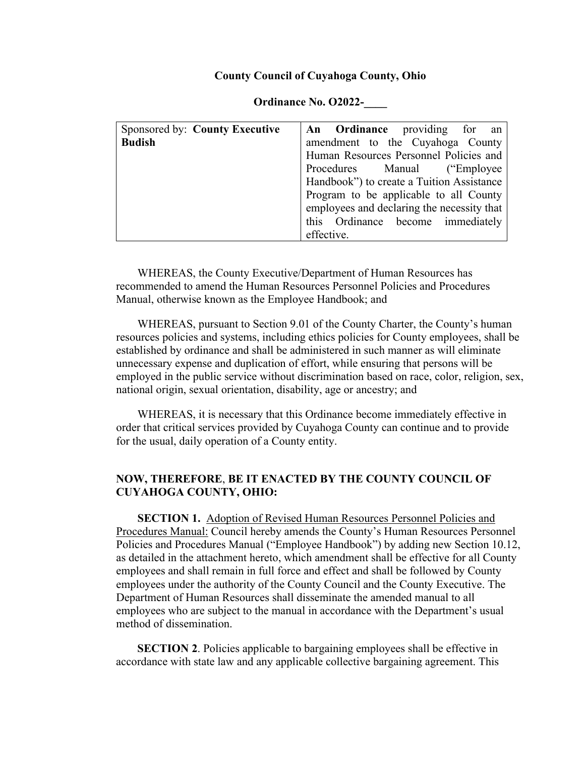**County Council of Cuyahoga County, Ohio**

**Ordinance No. O2022-____**

| Sponsored by: **County Executive Budish** | **An Ordinance** providing for an amendment to the Cuyahoga County Human Resources Personnel Policies and Procedures Manual ("Employee Handbook") to create a Tuition Assistance Program to be applicable to all County employees and declaring the necessity that this Ordinance become immediately effective. |
|---|---|

WHEREAS, the County Executive/Department of Human Resources has recommended to amend the Human Resources Personnel Policies and Procedures Manual, otherwise known as the Employee Handbook; and

WHEREAS, pursuant to Section 9.01 of the County Charter, the County's human resources policies and systems, including ethics policies for County employees, shall be established by ordinance and shall be administered in such manner as will eliminate unnecessary expense and duplication of effort, while ensuring that persons will be employed in the public service without discrimination based on race, color, religion, sex, national origin, sexual orientation, disability, age or ancestry; and

WHEREAS, it is necessary that this Ordinance become immediately effective in order that critical services provided by Cuyahoga County can continue and to provide for the usual, daily operation of a County entity.

**NOW, THEREFORE**, **BE IT ENACTED BY THE COUNTY COUNCIL OF CUYAHOGA COUNTY, OHIO:**

**SECTION 1.** Adoption of Revised Human Resources Personnel Policies and Procedures Manual: Council hereby amends the County's Human Resources Personnel Policies and Procedures Manual ("Employee Handbook") by adding new Section 10.12, as detailed in the attachment hereto, which amendment shall be effective for all County employees and shall remain in full force and effect and shall be followed by County employees under the authority of the County Council and the County Executive. The Department of Human Resources shall disseminate the amended manual to all employees who are subject to the manual in accordance with the Department's usual method of dissemination.

**SECTION 2**. Policies applicable to bargaining employees shall be effective in accordance with state law and any applicable collective bargaining agreement. This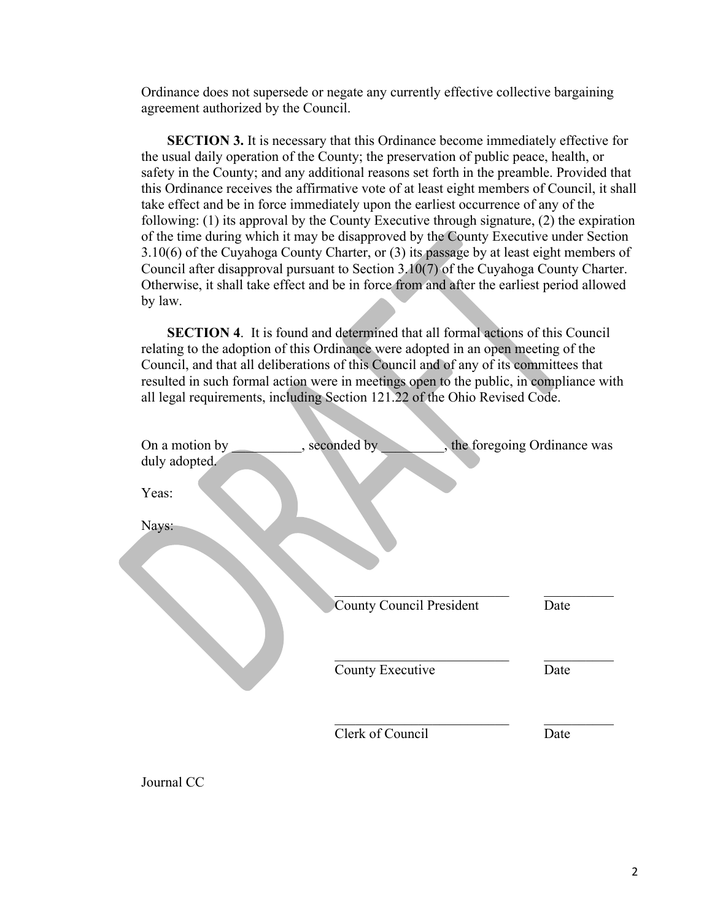Ordinance does not supersede or negate any currently effective collective bargaining agreement authorized by the Council.

**SECTION 3.** It is necessary that this Ordinance become immediately effective for the usual daily operation of the County; the preservation of public peace, health, or safety in the County; and any additional reasons set forth in the preamble. Provided that this Ordinance receives the affirmative vote of at least eight members of Council, it shall take effect and be in force immediately upon the earliest occurrence of any of the following: (1) its approval by the County Executive through signature, (2) the expiration of the time during which it may be disapproved by the County Executive under Section 3.10(6) of the Cuyahoga County Charter, or (3) its passage by at least eight members of Council after disapproval pursuant to Section 3.10(7) of the Cuyahoga County Charter. Otherwise, it shall take effect and be in force from and after the earliest period allowed by law.

**SECTION 4**. It is found and determined that all formal actions of this Council relating to the adoption of this Ordinance were adopted in an open meeting of the Council, and that all deliberations of this Council and of any of its committees that resulted in such formal action were in meetings open to the public, in compliance with all legal requirements, including Section 121.22 of the Ohio Revised Code.

On a motion by __________, seconded by _________, the foregoing Ordinance was duly adopted.

Yeas:

Nays:

| | |
|---|---|
| ___________________________ | __________ |
| County Council President | Date |
| ___________________________ | __________ |
| County Executive | Date |
| ___________________________ | __________ |
| Clerk of Council | Date |

Journal CC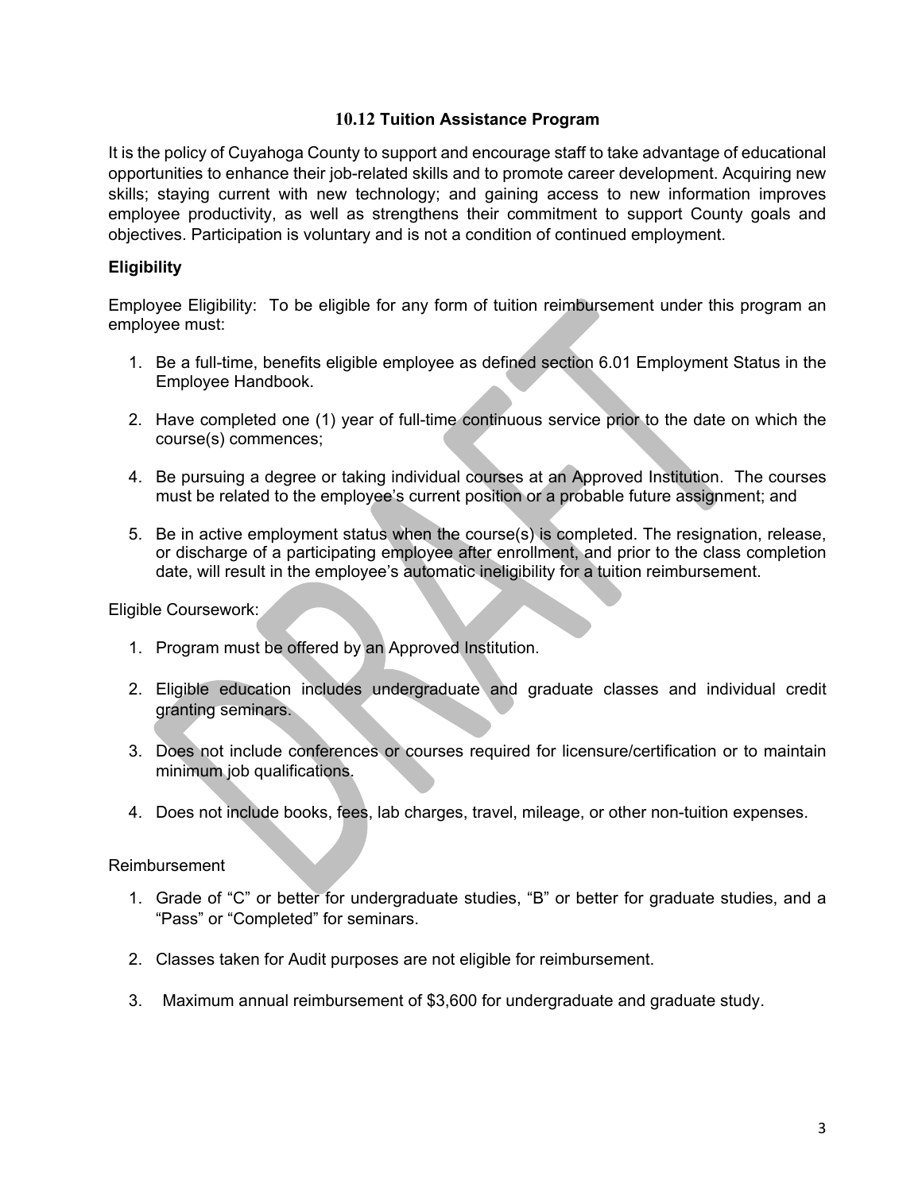## 10.12 Tuition Assistance Program

It is the policy of Cuyahoga County to support and encourage staff to take advantage of educational opportunities to enhance their job-related skills and to promote career development. Acquiring new skills; staying current with new technology; and gaining access to new information improves employee productivity, as well as strengthens their commitment to support County goals and objectives. Participation is voluntary and is not a condition of continued employment.

**Eligibility**

Employee Eligibility: To be eligible for any form of tuition reimbursement under this program an employee must:

1. Be a full-time, benefits eligible employee as defined section 6.01 Employment Status in the Employee Handbook.

2. Have completed one (1) year of full-time continuous service prior to the date on which the course(s) commences;

4. Be pursuing a degree or taking individual courses at an Approved Institution. The courses must be related to the employee's current position or a probable future assignment; and

5. Be in active employment status when the course(s) is completed. The resignation, release, or discharge of a participating employee after enrollment, and prior to the class completion date, will result in the employee's automatic ineligibility for a tuition reimbursement.

Eligible Coursework:

1. Program must be offered by an Approved Institution.

2. Eligible education includes undergraduate and graduate classes and individual credit granting seminars.

3. Does not include conferences or courses required for licensure/certification or to maintain minimum job qualifications.

4. Does not include books, fees, lab charges, travel, mileage, or other non-tuition expenses.

Reimbursement

1. Grade of "C" or better for undergraduate studies, "B" or better for graduate studies, and a "Pass" or "Completed" for seminars.

2. Classes taken for Audit purposes are not eligible for reimbursement.

3. Maximum annual reimbursement of $3,600 for undergraduate and graduate study.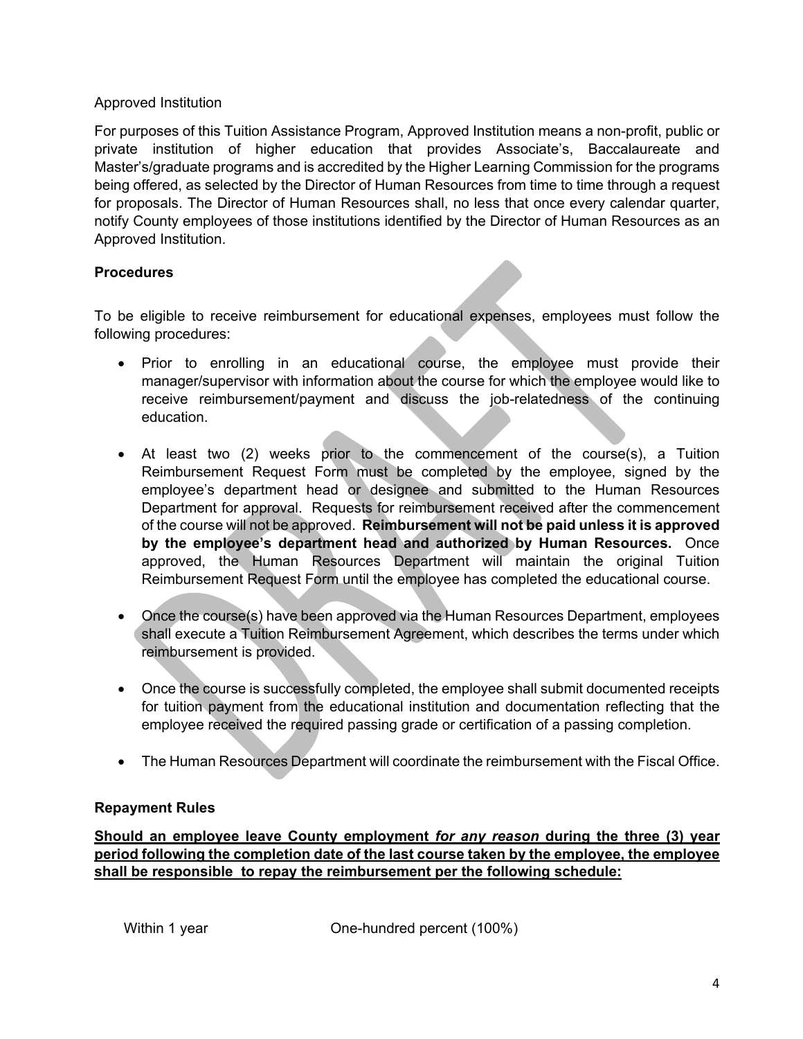Approved Institution

For purposes of this Tuition Assistance Program, Approved Institution means a non-profit, public or private institution of higher education that provides Associate's, Baccalaureate and Master's/graduate programs and is accredited by the Higher Learning Commission for the programs being offered, as selected by the Director of Human Resources from time to time through a request for proposals. The Director of Human Resources shall, no less that once every calendar quarter, notify County employees of those institutions identified by the Director of Human Resources as an Approved Institution.

**Procedures**

To be eligible to receive reimbursement for educational expenses, employees must follow the following procedures:

- Prior to enrolling in an educational course, the employee must provide their manager/supervisor with information about the course for which the employee would like to receive reimbursement/payment and discuss the job-relatedness of the continuing education.

- At least two (2) weeks prior to the commencement of the course(s), a Tuition Reimbursement Request Form must be completed by the employee, signed by the employee's department head or designee and submitted to the Human Resources Department for approval. Requests for reimbursement received after the commencement of the course will not be approved. **Reimbursement will not be paid unless it is approved by the employee's department head and authorized by Human Resources.** Once approved, the Human Resources Department will maintain the original Tuition Reimbursement Request Form until the employee has completed the educational course.

- Once the course(s) have been approved via the Human Resources Department, employees shall execute a Tuition Reimbursement Agreement, which describes the terms under which reimbursement is provided.

- Once the course is successfully completed, the employee shall submit documented receipts for tuition payment from the educational institution and documentation reflecting that the employee received the required passing grade or certification of a passing completion.

- The Human Resources Department will coordinate the reimbursement with the Fiscal Office.

**Repayment Rules**

<u>**Should an employee leave County employment *for any reason* during the three (3) year period following the completion date of the last course taken by the employee, the employee shall be responsible to repay the reimbursement per the following schedule:**</u>

| | |
|---|---|
| Within 1 year | One-hundred percent (100%) |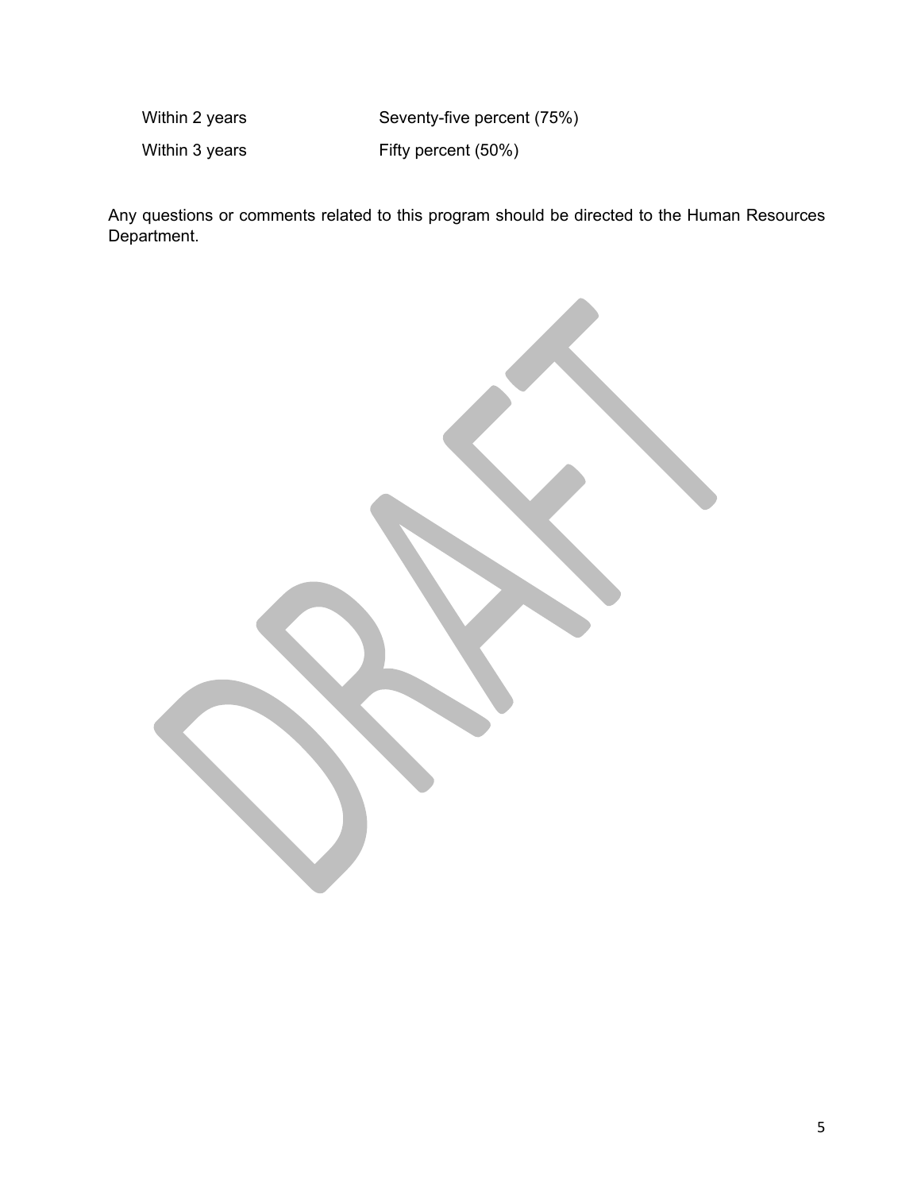| | |
| --- | --- |
| Within 2 years | Seventy-five percent (75%) |
| Within 3 years | Fifty percent (50%) |

Any questions or comments related to this program should be directed to the Human Resources Department.